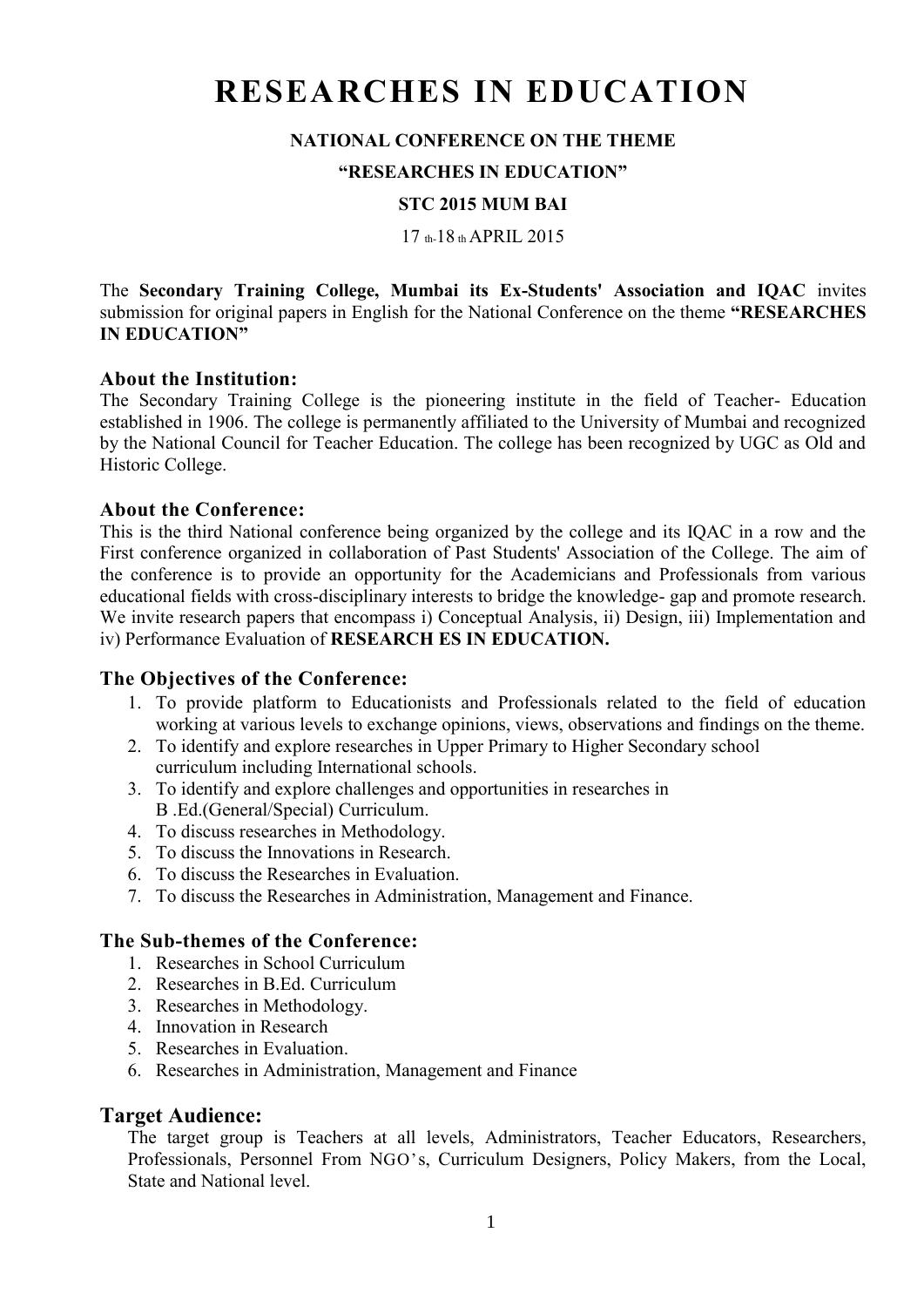# RESEARCHES IN EDUCATION

**NATIONAL CONFERENCE ON THE THEME**

**"RESEARCHES IN EDUCATION"**

**STC 2015 MUM BAI**

17 th-18 th APRIL 2015

The **Secondary Training College, Mumbai its Ex-Students' Association and IQAC** invites submission for original papers in English for the National Conference on the theme **"RESEARCHES IN EDUCATION"**

### About the Institution:

The Secondary Training College is the pioneering institute in the field of Teacher- Education established in 1906. The college is permanently affiliated to the University of Mumbai and recognized by the National Council for Teacher Education. The college has been recognized by UGC as Old and Historic College.

### About the Conference:

This is the third National conference being organized by the college and its IQAC in a row and the First conference organized in collaboration of Past Students' Association of the College. The aim of the conference is to provide an opportunity for the Academicians and Professionals from various educational fields with cross-disciplinary interests to bridge the knowledge- gap and promote research. We invite research papers that encompass i) Conceptual Analysis, ii) Design, iii) Implementation and iv) Performance Evaluation of **RESEARCH ES IN EDUCATION.**

### The Objectives of the Conference:

1. To provide platform to Educationists and Professionals related to the field of education working at various levels to exchange opinions, views, observations and findings on the theme.
2. To identify and explore researches in Upper Primary to Higher Secondary school curriculum including International schools.
3. To identify and explore challenges and opportunities in researches in B .Ed.(General/Special) Curriculum.
4. To discuss researches in Methodology.
5. To discuss the Innovations in Research.
6. To discuss the Researches in Evaluation.
7. To discuss the Researches in Administration, Management and Finance.

### The Sub-themes of the Conference:

1. Researches in School Curriculum
2. Researches in B.Ed. Curriculum
3. Researches in Methodology.
4. Innovation in Research
5. Researches in Evaluation.
6. Researches in Administration, Management and Finance

### Target Audience:

The target group is Teachers at all levels, Administrators, Teacher Educators, Researchers, Professionals, Personnel From NGO's, Curriculum Designers, Policy Makers, from the Local, State and National level.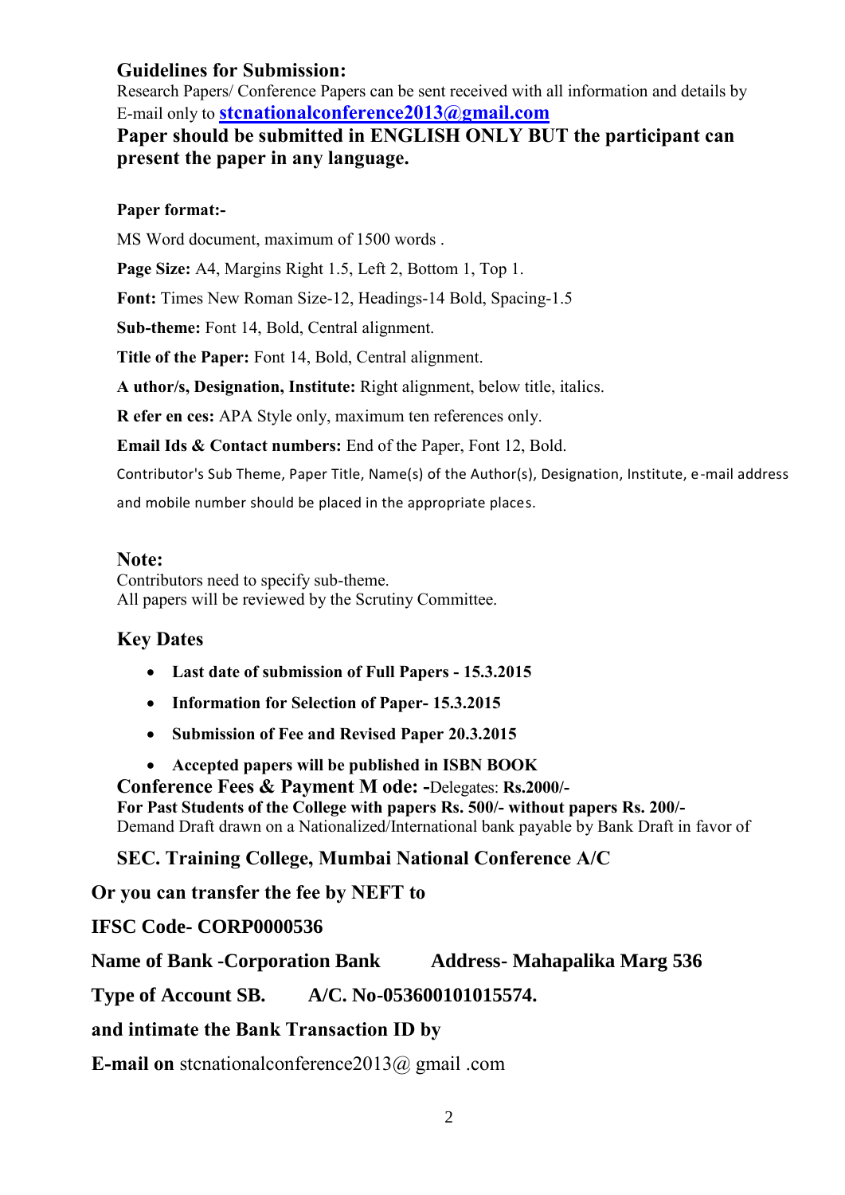## Guidelines for Submission:

Research Papers/ Conference Papers can be sent received with all information and details by E-mail only to **stcnationalconference2013@gmail.com**

**Paper should be submitted in ENGLISH ONLY BUT the participant can present the paper in any language.**

**Paper format:-**

MS Word document, maximum of 1500 words .

**Page Size:** A4, Margins Right 1.5, Left 2, Bottom 1, Top 1.

**Font:** Times New Roman Size-12, Headings-14 Bold, Spacing-1.5

**Sub-theme:** Font 14, Bold, Central alignment.

**Title of the Paper:** Font 14, Bold, Central alignment.

**A uthor/s, Designation, Institute:** Right alignment, below title, italics.

**R efer en ces:** APA Style only, maximum ten references only.

**Email Ids & Contact numbers:** End of the Paper, Font 12, Bold.

Contributor's Sub Theme, Paper Title, Name(s) of the Author(s), Designation, Institute, e-mail address and mobile number should be placed in the appropriate places.

## Note:

Contributors need to specify sub-theme.
All papers will be reviewed by the Scrutiny Committee.

## Key Dates

- **Last date of submission of Full Papers - 15.3.2015**
- **Information for Selection of Paper- 15.3.2015**
- **Submission of Fee and Revised Paper 20.3.2015**
- **Accepted papers will be published in ISBN BOOK**

**Conference Fees & Payment M ode: -**Delegates: **Rs.2000/-**
**For Past Students of the College with papers Rs. 500/- without papers Rs. 200/-**
Demand Draft drawn on a Nationalized/International bank payable by Bank Draft in favor of

**SEC. Training College, Mumbai National Conference A/C**

**Or you can transfer the fee by NEFT to**

**IFSC Code- CORP0000536**

**Name of Bank -Corporation Bank Address- Mahapalika Marg 536**

**Type of Account SB. A/C. No-053600101015574.**

**and intimate the Bank Transaction ID by**

**E-mail on** stcnationalconference2013@ gmail .com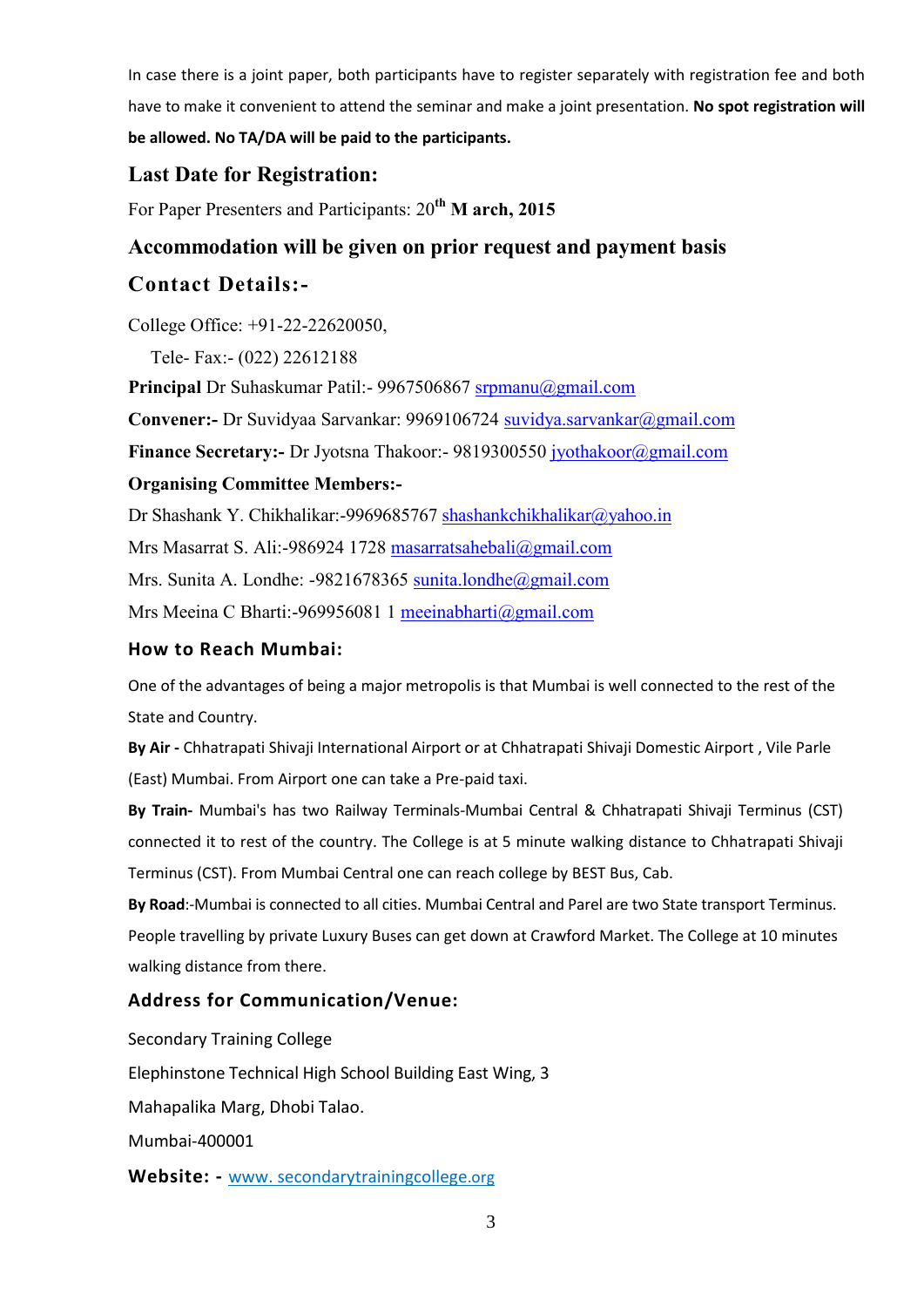In case there is a joint paper, both participants have to register separately with registration fee and both have to make it convenient to attend the seminar and make a joint presentation. **No spot registration will be allowed. No TA/DA will be paid to the participants.**

## Last Date for Registration:

For Paper Presenters and Participants: 20th **M arch, 2015**

## Accommodation will be given on prior request and payment basis

## Contact Details:-

College Office: +91-22-22620050,

Tele- Fax:- (022) 22612188

**Principal** Dr Suhaskumar Patil:- 9967506867 srpmanu@gmail.com

**Convener:-** Dr Suvidyaa Sarvankar: 9969106724 suvidya.sarvankar@gmail.com

**Finance Secretary:-** Dr Jyotsna Thakoor:- 9819300550 jyothakoor@gmail.com

**Organising Committee Members:-**

Dr Shashank Y. Chikhalikar:-9969685767 shashankchikhalikar@yahoo.in

Mrs Masarrat S. Ali:-986924 1728 masarratsahebali@gmail.com

Mrs. Sunita A. Londhe: -9821678365 sunita.londhe@gmail.com

Mrs Meeina C Bharti:-969956081 1 meeinabharti@gmail.com

### How to Reach Mumbai:

One of the advantages of being a major metropolis is that Mumbai is well connected to the rest of the State and Country.

**By Air -** Chhatrapati Shivaji International Airport or at Chhatrapati Shivaji Domestic Airport , Vile Parle (East) Mumbai. From Airport one can take a Pre-paid taxi.

**By Train-** Mumbai's has two Railway Terminals-Mumbai Central & Chhatrapati Shivaji Terminus (CST) connected it to rest of the country. The College is at 5 minute walking distance to Chhatrapati Shivaji Terminus (CST). From Mumbai Central one can reach college by BEST Bus, Cab.

**By Road**:-Mumbai is connected to all cities. Mumbai Central and Parel are two State transport Terminus. People travelling by private Luxury Buses can get down at Crawford Market. The College at 10 minutes walking distance from there.

### Address for Communication/Venue:

Secondary Training College

Elephinstone Technical High School Building East Wing, 3

Mahapalika Marg, Dhobi Talao.

Mumbai-400001

**Website: -** www. secondarytrainingcollege.org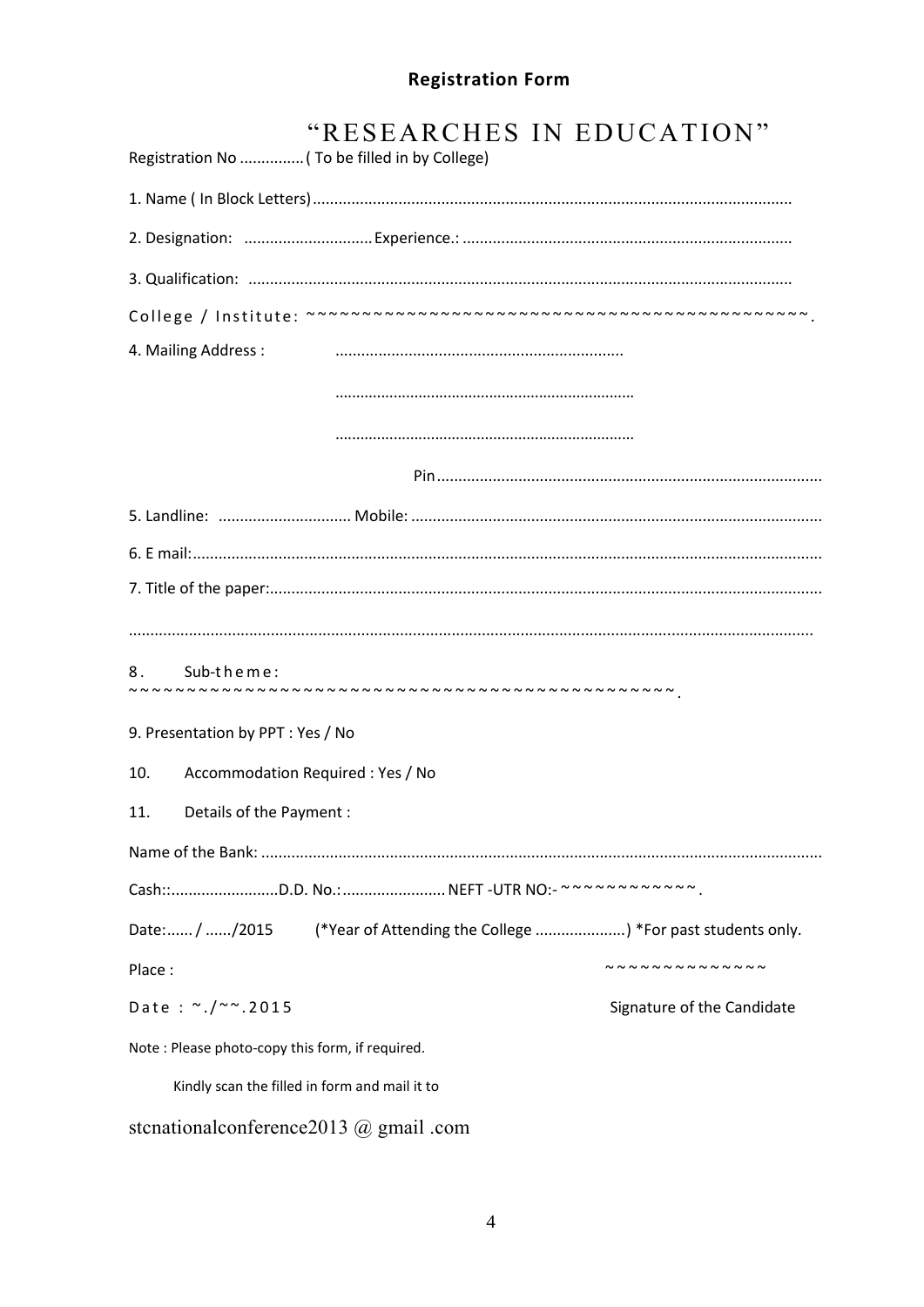**Registration Form**

# "RESEARCHES IN EDUCATION"

Registration No ............... ( To be filled in by College)

1. Name ( In Block Letters)..............................................................................................................

2. Designation: .............................Experience.: ............................................................................

3. Qualification: ............................................................................................................................

College / Institute: ~~~~~~~~~~~~~~~~~~~~~~~~~~~~~~~~~~~~~~~~~~~~~~~~~.

4. Mailing Address : ..................................................................

......................................................................

......................................................................

Pin.........................................................................................

5. Landline: ............................... Mobile: ..............................................................................................

6. E mail:.......................................................................................................................................................

7. Title of the paper:...............................................................................................................................

.............................................................................................................................................................

8. Sub-theme:
~~~~~~~~~~~~~~~~~~~~~~~~~~~~~~~~~~~~~~~~~~~~~~~~~.

9. Presentation by PPT : Yes / No

10. Accommodation Required : Yes / No

11. Details of the Payment :

Name of the Bank: ................................................................................................................................

Cash::.........................D.D. No.:........................ NEFT -UTR NO:- ~~~~~~~~~~~~~.

Date:...... / ......./2015 (*Year of Attending the College .....................) *For past students only.

Place : ~~~~~~~~~~~~~~~

Date : ~./~~.2015 Signature of the Candidate

Note : Please photo-copy this form, if required.

Kindly scan the filled in form and mail it to

stcnationalconference2013 @ gmail .com